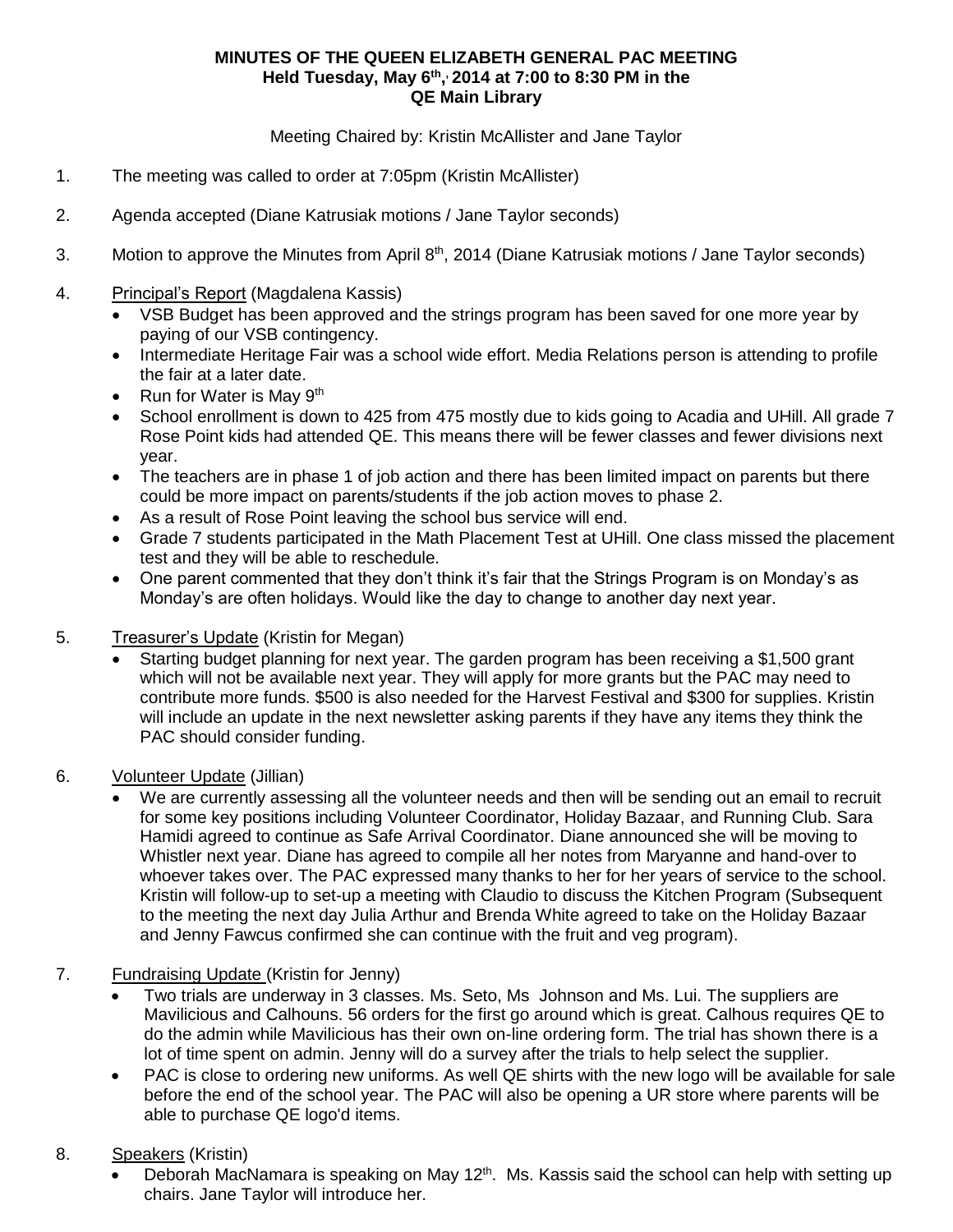**MINUTES OF THE QUEEN ELIZABETH GENERAL PAC MEETING**
**Held Tuesday, May 6th,, 2014 at 7:00 to 8:30 PM in the**
**QE Main Library**

Meeting Chaired by: Kristin McAllister and Jane Taylor

1. The meeting was called to order at 7:05pm (Kristin McAllister)

2. Agenda accepted (Diane Katrusiak motions / Jane Taylor seconds)

3. Motion to approve the Minutes from April 8th, 2014 (Diane Katrusiak motions / Jane Taylor seconds)

4. Principal's Report (Magdalena Kassis)
   - VSB Budget has been approved and the strings program has been saved for one more year by paying of our VSB contingency.
   - Intermediate Heritage Fair was a school wide effort. Media Relations person is attending to profile the fair at a later date.
   - Run for Water is May 9th
   - School enrollment is down to 425 from 475 mostly due to kids going to Acadia and UHill. All grade 7 Rose Point kids had attended QE. This means there will be fewer classes and fewer divisions next year.
   - The teachers are in phase 1 of job action and there has been limited impact on parents but there could be more impact on parents/students if the job action moves to phase 2.
   - As a result of Rose Point leaving the school bus service will end.
   - Grade 7 students participated in the Math Placement Test at UHill. One class missed the placement test and they will be able to reschedule.
   - One parent commented that they don't think it's fair that the Strings Program is on Monday's as Monday's are often holidays. Would like the day to change to another day next year.

5. Treasurer's Update (Kristin for Megan)
   - Starting budget planning for next year. The garden program has been receiving a $1,500 grant which will not be available next year. They will apply for more grants but the PAC may need to contribute more funds. $500 is also needed for the Harvest Festival and $300 for supplies. Kristin will include an update in the next newsletter asking parents if they have any items they think the PAC should consider funding.

6. Volunteer Update (Jillian)
   - We are currently assessing all the volunteer needs and then will be sending out an email to recruit for some key positions including Volunteer Coordinator, Holiday Bazaar, and Running Club. Sara Hamidi agreed to continue as Safe Arrival Coordinator. Diane announced she will be moving to Whistler next year. Diane has agreed to compile all her notes from Maryanne and hand-over to whoever takes over. The PAC expressed many thanks to her for her years of service to the school. Kristin will follow-up to set-up a meeting with Claudio to discuss the Kitchen Program (Subsequent to the meeting the next day Julia Arthur and Brenda White agreed to take on the Holiday Bazaar and Jenny Fawcus confirmed she can continue with the fruit and veg program).

7. Fundraising Update (Kristin for Jenny)
   - Two trials are underway in 3 classes. Ms. Seto, Ms Johnson and Ms. Lui. The suppliers are Mavilicious and Calhouns. 56 orders for the first go around which is great. Calhous requires QE to do the admin while Mavilicious has their own on-line ordering form. The trial has shown there is a lot of time spent on admin. Jenny will do a survey after the trials to help select the supplier.
   - PAC is close to ordering new uniforms. As well QE shirts with the new logo will be available for sale before the end of the school year. The PAC will also be opening a UR store where parents will be able to purchase QE logo'd items.

8. Speakers (Kristin)
   - Deborah MacNamara is speaking on May 12th. Ms. Kassis said the school can help with setting up chairs. Jane Taylor will introduce her.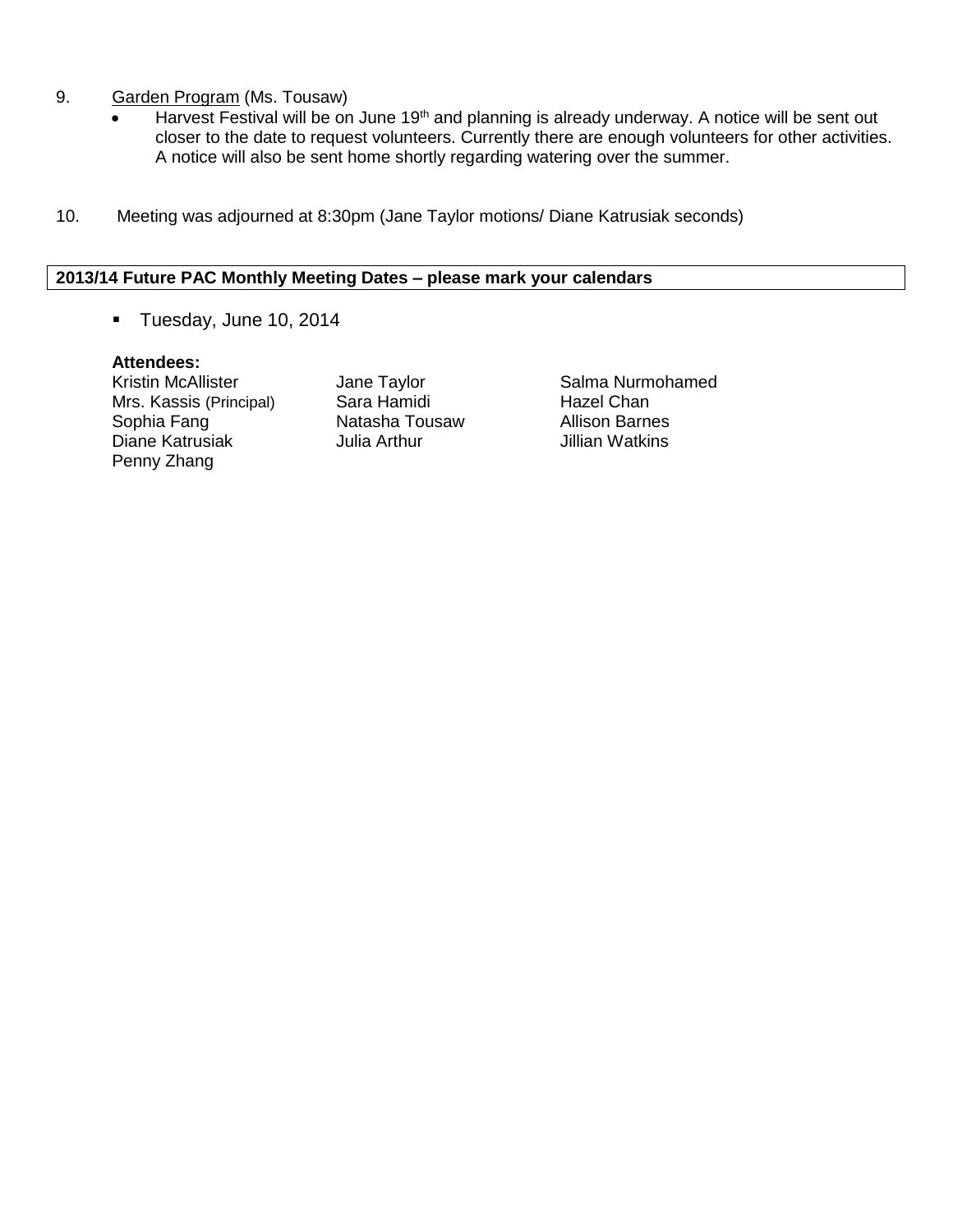9. Garden Program (Ms. Tousaw)
   - Harvest Festival will be on June 19th and planning is already underway. A notice will be sent out closer to the date to request volunteers. Currently there are enough volunteers for other activities. A notice will also be sent home shortly regarding watering over the summer.

10. Meeting was adjourned at 8:30pm (Jane Taylor motions/ Diane Katrusiak seconds)

**2013/14 Future PAC Monthly Meeting Dates – please mark your calendars**

- Tuesday, June 10, 2014

**Attendees:**

| | | |
|---|---|---|
| Kristin McAllister | Jane Taylor | Salma Nurmohamed |
| Mrs. Kassis (Principal) | Sara Hamidi | Hazel Chan |
| Sophia Fang | Natasha Tousaw | Allison Barnes |
| Diane Katrusiak | Julia Arthur | Jillian Watkins |
| Penny Zhang | | |